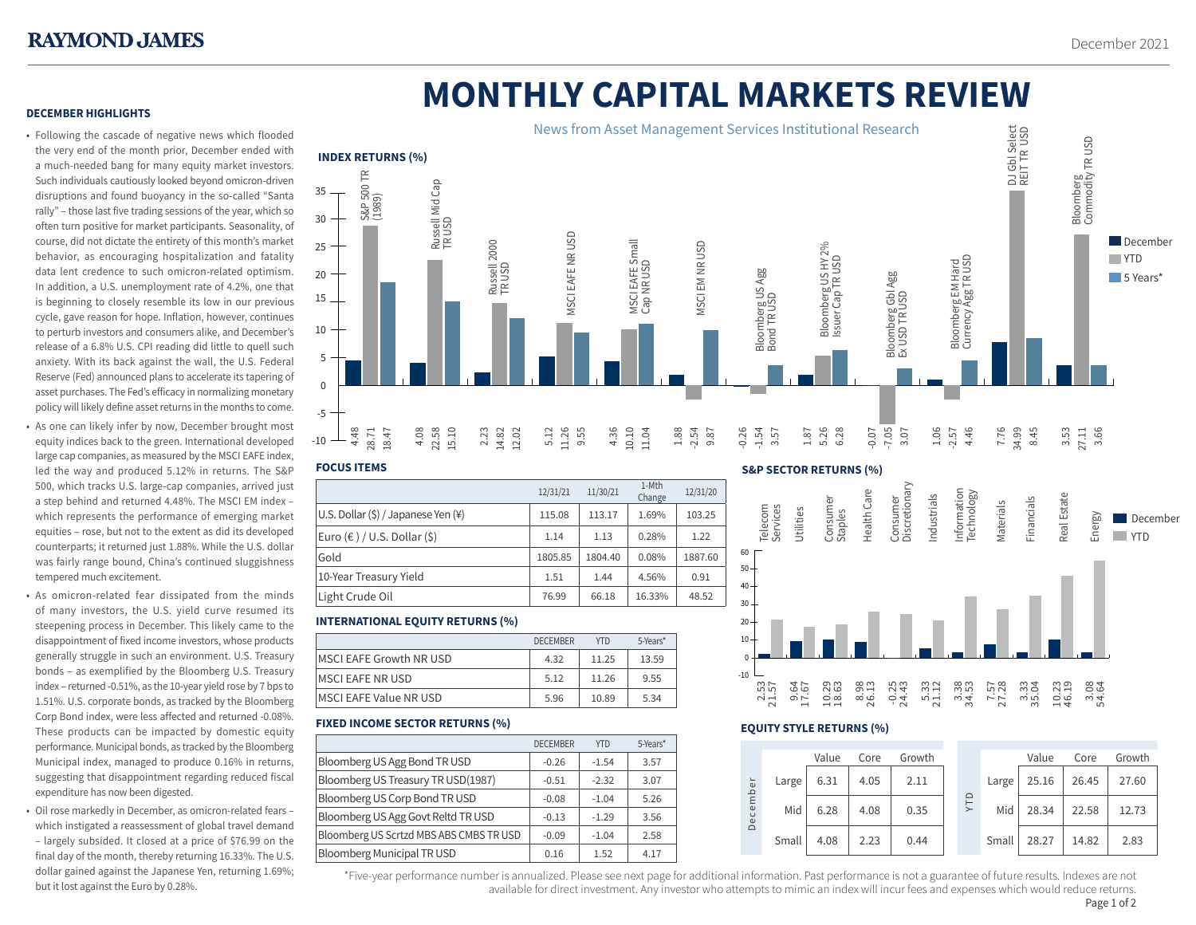# MONTHLY CAPITAL MARKETS REVIEW

News from Asset Management Services Institutional Research

December 2021

## DECEMBER HIGHLIGHTS

- Following the cascade of negative news which flooded the very end of the month prior, December ended with a much-needed bang for many equity market investors. Such individuals cautiously looked beyond omicron-driven disruptions and found buoyancy in the so-called "Santa rally" – those last five trading sessions of the year, which so often turn positive for market participants. Seasonality, of course, did not dictate the entirety of this month's market behavior, as encouraging hospitalization and fatality data lent credence to such omicron-related optimism. In addition, a U.S. unemployment rate of 4.2%, one that is beginning to closely resemble its low in our previous cycle, gave reason for hope. Inflation, however, continues to perturb investors and consumers alike, and December's release of a 6.8% U.S. CPI reading did little to quell such anxiety. With its back against the wall, the U.S. Federal Reserve (Fed) announced plans to accelerate its tapering of asset purchases. The Fed's efficacy in normalizing monetary policy will likely define asset returns in the months to come.
- As one can likely infer by now, December brought most equity indices back to the green. International developed large cap companies, as measured by the MSCI EAFE index, led the way and produced 5.12% in returns. The S&P 500, which tracks U.S. large-cap companies, arrived just a step behind and returned 4.48%. The MSCI EM index – which represents the performance of emerging market equities – rose, but not to the extent as did its developed counterparts; it returned just 1.88%. While the U.S. dollar was fairly range bound, China's continued sluggishness tempered much excitement.
- As omicron-related fear dissipated from the minds of many investors, the U.S. yield curve resumed its steepening process in December. This likely came to the disappointment of fixed income investors, whose products generally struggle in such an environment. U.S. Treasury bonds – as exemplified by the Bloomberg U.S. Treasury index – returned -0.51%, as the 10-year yield rose by 7 bps to 1.51%. U.S. corporate bonds, as tracked by the Bloomberg Corp Bond index, were less affected and returned -0.08%. These products can be impacted by domestic equity performance. Municipal bonds, as tracked by the Bloomberg Municipal index, managed to produce 0.16% in returns, suggesting that disappointment regarding reduced fiscal expenditure has now been digested.
- Oil rose markedly in December, as omicron-related fears – which instigated a reassessment of global travel demand – largely subsided. It closed at a price of $76.99 on the final day of the month, thereby returning 16.33%. The U.S. dollar gained against the Japanese Yen, returning 1.69%; but it lost against the Euro by 0.28%.

## INDEX RETURNS (%)

| Index | December | YTD | 5 Years* |
|---|---|---|---|
| S&P 500 TR (1989) | 4.48 | 28.71 | 18.47 |
| Russell Mid Cap TR USD | 4.08 | 22.58 | 15.10 |
| Russell 2000 TR USD | 2.23 | 14.82 | 12.02 |
| MSCI EAFE NR USD | 5.12 | 11.26 | 9.55 |
| MSCI EAFE Small Cap NR USD | 4.36 | 10.10 | 11.04 |
| MSCI EM NR USD | 1.88 | -2.54 | 9.87 |
| Bloomberg US Agg Bond TR USD | -0.26 | -1.54 | 3.57 |
| Bloomberg US HY 2% Issuer Cap TR USD | 1.87 | 5.26 | 6.28 |
| Bloomberg Gbl Agg Ex USD TR USD | -0.07 | -7.05 | 3.07 |
| Bloomberg EM Hard Currency Agg TR USD | 1.06 | -2.57 | 4.46 |
| DJ Gbl Select REIT TR USD | 7.76 | 34.99 | 8.45 |
| Bloomberg Commodity TR USD | 3.53 | 27.11 | 3.66 |

## FOCUS ITEMS

| | 12/31/21 | 11/30/21 | 1-Mth Change | 12/31/20 |
|---|---|---|---|---|
| U.S. Dollar ($) / Japanese Yen (¥) | 115.08 | 113.17 | 1.69% | 103.25 |
| Euro (€) / U.S. Dollar ($) | 1.14 | 1.13 | 0.28% | 1.22 |
| Gold | 1805.85 | 1804.40 | 0.08% | 1887.60 |
| 10-Year Treasury Yield | 1.51 | 1.44 | 4.56% | 0.91 |
| Light Crude Oil | 76.99 | 66.18 | 16.33% | 48.52 |

## INTERNATIONAL EQUITY RETURNS (%)

| | DECEMBER | YTD | 5-Years* |
|---|---|---|---|
| MSCI EAFE Growth NR USD | 4.32 | 11.25 | 13.59 |
| MSCI EAFE NR USD | 5.12 | 11.26 | 9.55 |
| MSCI EAFE Value NR USD | 5.96 | 10.89 | 5.34 |

## FIXED INCOME SECTOR RETURNS (%)

| | DECEMBER | YTD | 5-Years* |
|---|---|---|---|
| Bloomberg US Agg Bond TR USD | -0.26 | -1.54 | 3.57 |
| Bloomberg US Treasury TR USD(1987) | -0.51 | -2.32 | 3.07 |
| Bloomberg US Corp Bond TR USD | -0.08 | -1.04 | 5.26 |
| Bloomberg US Agg Govt Reltd TR USD | -0.13 | -1.29 | 3.56 |
| Bloomberg US Scrtzd MBS ABS CMBS TR USD | -0.09 | -1.04 | 2.58 |
| Bloomberg Municipal TR USD | 0.16 | 1.52 | 4.17 |

## S&P SECTOR RETURNS (%)

| Sector | December | YTD |
|---|---|---|
| Telecom Services | 2.53 | 21.57 |
| Utilities | 9.64 | 17.67 |
| Consumer Staples | 10.29 | 18.63 |
| Health Care | 8.98 | 26.13 |
| Consumer Discretionary | -0.25 | 24.43 |
| Industrials | 5.33 | 21.12 |
| Information Technology | 3.38 | 34.53 |
| Materials | 7.57 | 27.28 |
| Financials | 3.33 | 35.04 |
| Real Estate | 10.23 | 46.19 |
| Energy | 3.08 | 54.64 |

## EQUITY STYLE RETURNS (%)

| December | Value | Core | Growth |
|---|---|---|---|
| Large | 6.31 | 4.05 | 2.11 |
| Mid | 6.28 | 4.08 | 0.35 |
| Small | 4.08 | 2.23 | 0.44 |

| YTD | Value | Core | Growth |
|---|---|---|---|
| Large | 25.16 | 26.45 | 27.60 |
| Mid | 28.34 | 22.58 | 12.73 |
| Small | 28.27 | 14.82 | 2.83 |

*Five-year performance number is annualized. Please see next page for additional information. Past performance is not a guarantee of future results. Indexes are not available for direct investment. Any investor who attempts to mimic an index will incur fees and expenses which would reduce returns.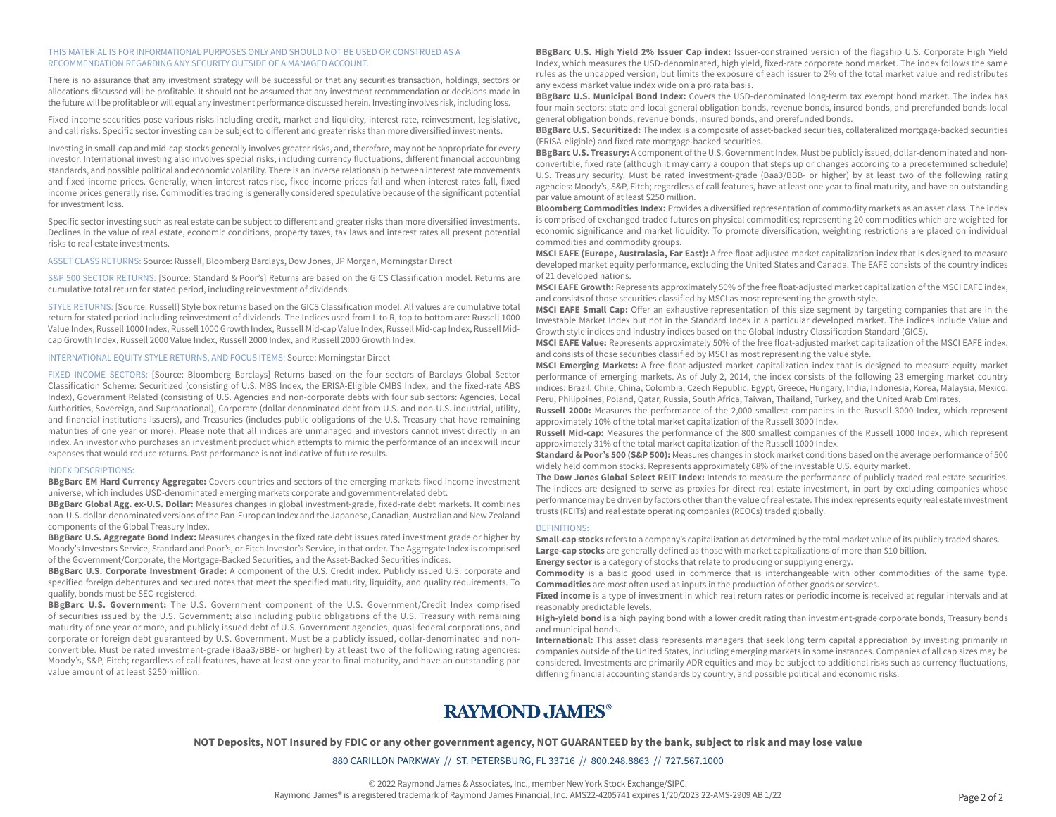THIS MATERIAL IS FOR INFORMATIONAL PURPOSES ONLY AND SHOULD NOT BE USED OR CONSTRUED AS A RECOMMENDATION REGARDING ANY SECURITY OUTSIDE OF A MANAGED ACCOUNT.

There is no assurance that any investment strategy will be successful or that any securities transaction, holdings, sectors or allocations discussed will be profitable. It should not be assumed that any investment recommendation or decisions made in the future will be profitable or will equal any investment performance discussed herein. Investing involves risk, including loss.

Fixed-income securities pose various risks including credit, market and liquidity, interest rate, reinvestment, legislative, and call risks. Specific sector investing can be subject to different and greater risks than more diversified investments.

Investing in small-cap and mid-cap stocks generally involves greater risks, and, therefore, may not be appropriate for every investor. International investing also involves special risks, including currency fluctuations, different financial accounting standards, and possible political and economic volatility. There is an inverse relationship between interest rate movements and fixed income prices. Generally, when interest rates rise, fixed income prices fall and when interest rates fall, fixed income prices generally rise. Commodities trading is generally considered speculative because of the significant potential for investment loss.

Specific sector investing such as real estate can be subject to different and greater risks than more diversified investments. Declines in the value of real estate, economic conditions, property taxes, tax laws and interest rates all present potential risks to real estate investments.

ASSET CLASS RETURNS: Source: Russell, Bloomberg Barclays, Dow Jones, JP Morgan, Morningstar Direct

S&P 500 SECTOR RETURNS: [Source: Standard & Poor's] Returns are based on the GICS Classification model. Returns are cumulative total return for stated period, including reinvestment of dividends.

STYLE RETURNS: [Source: Russell] Style box returns based on the GICS Classification model. All values are cumulative total return for stated period including reinvestment of dividends. The Indices used from L to R, top to bottom are: Russell 1000 Value Index, Russell 1000 Index, Russell 1000 Growth Index, Russell Mid-cap Value Index, Russell Mid-cap Index, Russell Mid-cap Growth Index, Russell 2000 Value Index, Russell 2000 Index, and Russell 2000 Growth Index.

INTERNATIONAL EQUITY STYLE RETURNS, AND FOCUS ITEMS: Source: Morningstar Direct

FIXED INCOME SECTORS: [Source: Bloomberg Barclays] Returns based on the four sectors of Barclays Global Sector Classification Scheme: Securitized (consisting of U.S. MBS Index, the ERISA-Eligible CMBS Index, and the fixed-rate ABS Index), Government Related (consisting of U.S. Agencies and non-corporate debts with four sub sectors: Agencies, Local Authorities, Sovereign, and Supranational), Corporate (dollar denominated debt from U.S. and non-U.S. industrial, utility, and financial institutions issuers), and Treasuries (includes public obligations of the U.S. Treasury that have remaining maturities of one year or more). Please note that all indices are unmanaged and investors cannot invest directly in an index. An investor who purchases an investment product which attempts to mimic the performance of an index will incur expenses that would reduce returns. Past performance is not indicative of future results.

INDEX DESCRIPTIONS:

**BBgBarc EM Hard Currency Aggregate:** Covers countries and sectors of the emerging markets fixed income investment universe, which includes USD-denominated emerging markets corporate and government-related debt.

**BBgBarc Global Agg. ex-U.S. Dollar:** Measures changes in global investment-grade, fixed-rate debt markets. It combines non-U.S. dollar-denominated versions of the Pan-European Index and the Japanese, Canadian, Australian and New Zealand components of the Global Treasury Index.

**BBgBarc U.S. Aggregate Bond Index:** Measures changes in the fixed rate debt issues rated investment grade or higher by Moody's Investors Service, Standard and Poor's, or Fitch Investor's Service, in that order. The Aggregate Index is comprised of the Government/Corporate, the Mortgage-Backed Securities, and the Asset-Backed Securities indices.

**BBgBarc U.S. Corporate Investment Grade:** A component of the U.S. Credit index. Publicly issued U.S. corporate and specified foreign debentures and secured notes that meet the specified maturity, liquidity, and quality requirements. To qualify, bonds must be SEC-registered.

**BBgBarc U.S. Government:** The U.S. Government component of the U.S. Government/Credit Index comprised of securities issued by the U.S. Government; also including public obligations of the U.S. Treasury with remaining maturity of one year or more, and publicly issued debt of U.S. Government agencies, quasi-federal corporations, and corporate or foreign debt guaranteed by U.S. Government. Must be a publicly issued, dollar-denominated and non-convertible. Must be rated investment-grade (Baa3/BBB- or higher) by at least two of the following rating agencies: Moody's, S&P, Fitch; regardless of call features, have at least one year to final maturity, and have an outstanding par value amount of at least $250 million.

**BBgBarc U.S. High Yield 2% Issuer Cap index:** Issuer-constrained version of the flagship U.S. Corporate High Yield Index, which measures the USD-denominated, high yield, fixed-rate corporate bond market. The index follows the same rules as the uncapped version, but limits the exposure of each issuer to 2% of the total market value and redistributes any excess market value index wide on a pro rata basis.

**BBgBarc U.S. Municipal Bond Index:** Covers the USD-denominated long-term tax exempt bond market. The index has four main sectors: state and local general obligation bonds, revenue bonds, insured bonds, and prerefunded bonds local general obligation bonds, revenue bonds, insured bonds, and prerefunded bonds.

**BBgBarc U.S. Securitized:** The index is a composite of asset-backed securities, collateralized mortgage-backed securities (ERISA-eligible) and fixed rate mortgage-backed securities.

**BBgBarc U.S. Treasury:** A component of the U.S. Government Index. Must be publicly issued, dollar-denominated and non-convertible, fixed rate (although it may carry a coupon that steps up or changes according to a predetermined schedule) U.S. Treasury security. Must be rated investment-grade (Baa3/BBB- or higher) by at least two of the following rating agencies: Moody's, S&P, Fitch; regardless of call features, have at least one year to final maturity, and have an outstanding par value amount of at least $250 million.

**Bloomberg Commodities Index:** Provides a diversified representation of commodity markets as an asset class. The index is comprised of exchanged-traded futures on physical commodities; representing 20 commodities which are weighted for economic significance and market liquidity. To promote diversification, weighting restrictions are placed on individual commodities and commodity groups.

**MSCI EAFE (Europe, Australasia, Far East):** A free float-adjusted market capitalization index that is designed to measure developed market equity performance, excluding the United States and Canada. The EAFE consists of the country indices of 21 developed nations.

**MSCI EAFE Growth:** Represents approximately 50% of the free float-adjusted market capitalization of the MSCI EAFE index, and consists of those securities classified by MSCI as most representing the growth style.

**MSCI EAFE Small Cap:** Offer an exhaustive representation of this size segment by targeting companies that are in the Investable Market Index but not in the Standard Index in a particular developed market. The indices include Value and Growth style indices and industry indices based on the Global Industry Classification Standard (GICS).

**MSCI EAFE Value:** Represents approximately 50% of the free float-adjusted market capitalization of the MSCI EAFE index, and consists of those securities classified by MSCI as most representing the value style.

**MSCI Emerging Markets:** A free float-adjusted market capitalization index that is designed to measure equity market performance of emerging markets. As of July 2, 2014, the index consists of the following 23 emerging market country indices: Brazil, Chile, China, Colombia, Czech Republic, Egypt, Greece, Hungary, India, Indonesia, Korea, Malaysia, Mexico, Peru, Philippines, Poland, Qatar, Russia, South Africa, Taiwan, Thailand, Turkey, and the United Arab Emirates.

**Russell 2000:** Measures the performance of the 2,000 smallest companies in the Russell 3000 Index, which represent approximately 10% of the total market capitalization of the Russell 3000 Index.

**Russell Mid-cap:** Measures the performance of the 800 smallest companies of the Russell 1000 Index, which represent approximately 31% of the total market capitalization of the Russell 1000 Index.

**Standard & Poor's 500 (S&P 500):** Measures changes in stock market conditions based on the average performance of 500 widely held common stocks. Represents approximately 68% of the investable U.S. equity market.

**The Dow Jones Global Select REIT Index:** Intends to measure the performance of publicly traded real estate securities. The indices are designed to serve as proxies for direct real estate investment, in part by excluding companies whose performance may be driven by factors other than the value of real estate. This index represents equity real estate investment trusts (REITs) and real estate operating companies (REOCs) traded globally.

DEFINITIONS:

**Small-cap stocks** refers to a company's capitalization as determined by the total market value of its publicly traded shares.

**Large-cap stocks** are generally defined as those with market capitalizations of more than $10 billion.

**Energy sector** is a category of stocks that relate to producing or supplying energy.

**Commodity** is a basic good used in commerce that is interchangeable with other commodities of the same type. **Commodities** are most often used as inputs in the production of other goods or services.

**Fixed income** is a type of investment in which real return rates or periodic income is received at regular intervals and at reasonably predictable levels.

**High-yield bond** is a high paying bond with a lower credit rating than investment-grade corporate bonds, Treasury bonds and municipal bonds.

**International:** This asset class represents managers that seek long term capital appreciation by investing primarily in companies outside of the United States, including emerging markets in some instances. Companies of all cap sizes may be considered. Investments are primarily ADR equities and may be subject to additional risks such as currency fluctuations, differing financial accounting standards by country, and possible political and economic risks.

**RAYMOND JAMES®**

**NOT Deposits, NOT Insured by FDIC or any other government agency, NOT GUARANTEED by the bank, subject to risk and may lose value**

880 CARILLON PARKWAY // ST. PETERSBURG, FL 33716 // 800.248.8863 // 727.567.1000

© 2022 Raymond James & Associates, Inc., member New York Stock Exchange/SIPC.

Raymond James® is a registered trademark of Raymond James Financial, Inc. AMS22-4205741 expires 1/20/2023 22-AMS-2909 AB 1/22